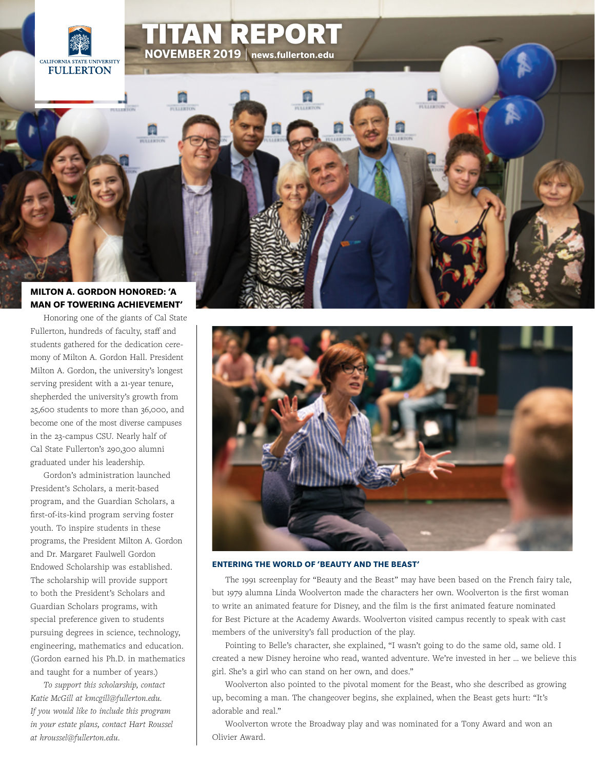CALIFORNIA STATE UNIVERSITY
FULLERTON

# TITAN REPORT

**NOVEMBER 2019** | **news.fullerton.edu**

## MILTON A. GORDON HONORED: 'A MAN OF TOWERING ACHIEVEMENT'

Honoring one of the giants of Cal State Fullerton, hundreds of faculty, staff and students gathered for the dedication ceremony of Milton A. Gordon Hall. President Milton A. Gordon, the university's longest serving president with a 21-year tenure, shepherded the university's growth from 25,600 students to more than 36,000, and become one of the most diverse campuses in the 23-campus CSU. Nearly half of Cal State Fullerton's 290,300 alumni graduated under his leadership.

Gordon's administration launched President's Scholars, a merit-based program, and the Guardian Scholars, a first-of-its-kind program serving foster youth. To inspire students in these programs, the President Milton A. Gordon and Dr. Margaret Faulwell Gordon Endowed Scholarship was established. The scholarship will provide support to both the President's Scholars and Guardian Scholars programs, with special preference given to students pursuing degrees in science, technology, engineering, mathematics and education. (Gordon earned his Ph.D. in mathematics and taught for a number of years.)

*To support this scholarship, contact Katie McGill at kmcgill@fullerton.edu. If you would like to include this program in your estate plans, contact Hart Roussel at hroussel@fullerton.edu.*

## ENTERING THE WORLD OF 'BEAUTY AND THE BEAST'

The 1991 screenplay for "Beauty and the Beast" may have been based on the French fairy tale, but 1979 alumna Linda Woolverton made the characters her own. Woolverton is the first woman to write an animated feature for Disney, and the film is the first animated feature nominated for Best Picture at the Academy Awards. Woolverton visited campus recently to speak with cast members of the university's fall production of the play.

Pointing to Belle's character, she explained, "I wasn't going to do the same old, same old. I created a new Disney heroine who read, wanted adventure. We're invested in her … we believe this girl. She's a girl who can stand on her own, and does."

Woolverton also pointed to the pivotal moment for the Beast, who she described as growing up, becoming a man. The changeover begins, she explained, when the Beast gets hurt: "It's adorable and real."

Woolverton wrote the Broadway play and was nominated for a Tony Award and won an Olivier Award.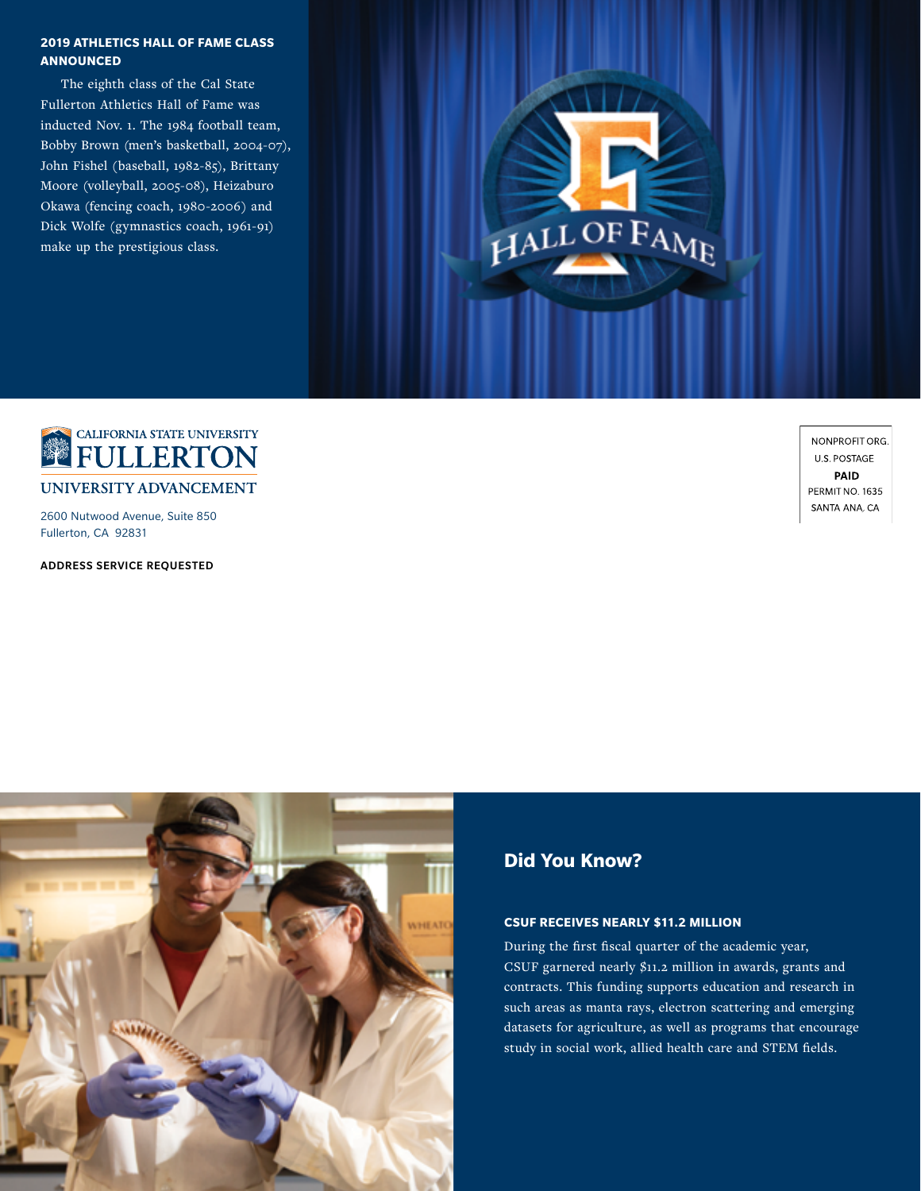## 2019 ATHLETICS HALL OF FAME CLASS ANNOUNCED

The eighth class of the Cal State Fullerton Athletics Hall of Fame was inducted Nov. 1. The 1984 football team, Bobby Brown (men's basketball, 2004-07), John Fishel (baseball, 1982-85), Brittany Moore (volleyball, 2005-08), Heizaburo Okawa (fencing coach, 1980-2006) and Dick Wolfe (gymnastics coach, 1961-91) make up the prestigious class.

CALIFORNIA STATE UNIVERSITY
FULLERTON
UNIVERSITY ADVANCEMENT

2600 Nutwood Avenue, Suite 850
Fullerton, CA 92831

**ADDRESS SERVICE REQUESTED**

NONPROFIT ORG.
U.S. POSTAGE
**PAID**
PERMIT NO. 1635
SANTA ANA, CA

## Did You Know?

### CSUF RECEIVES NEARLY $11.2 MILLION

During the first fiscal quarter of the academic year, CSUF garnered nearly $11.2 million in awards, grants and contracts. This funding supports education and research in such areas as manta rays, electron scattering and emerging datasets for agriculture, as well as programs that encourage study in social work, allied health care and STEM fields.